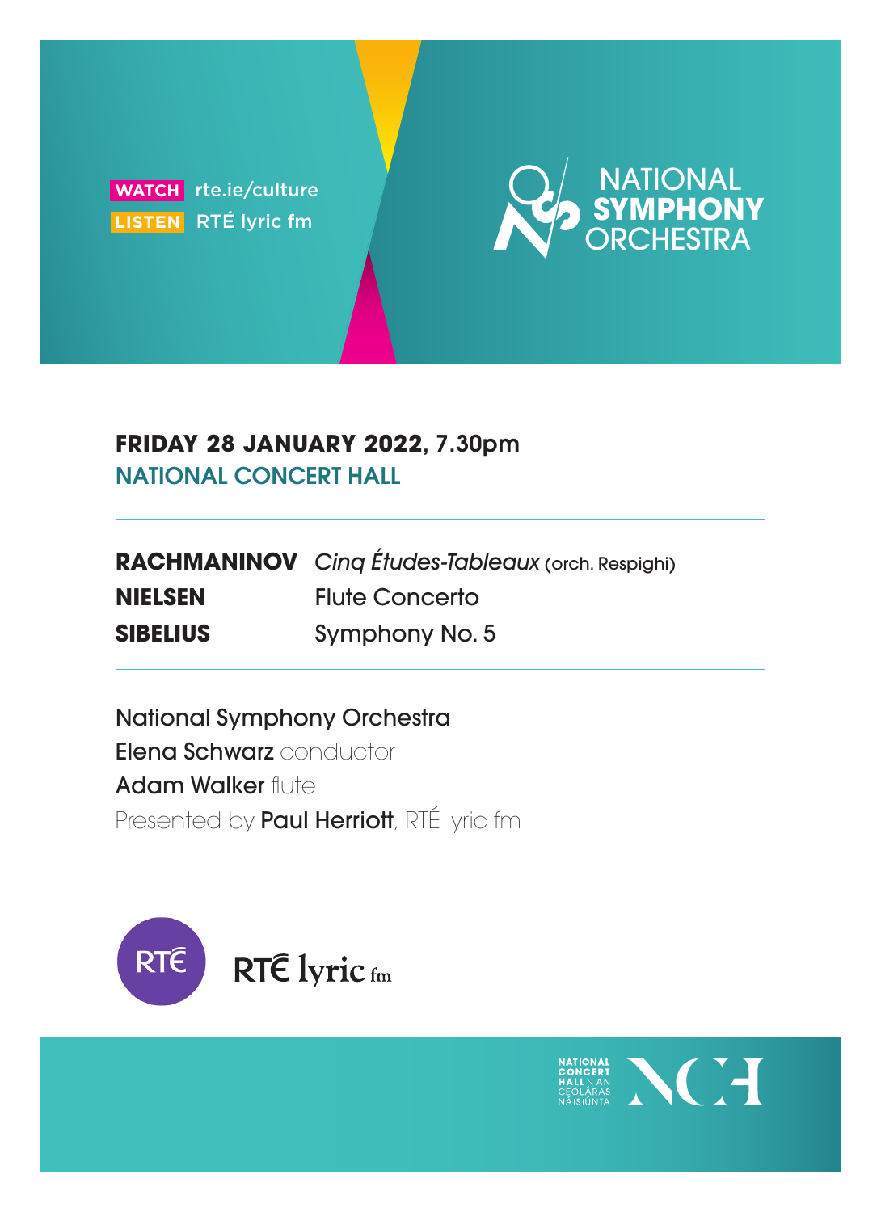**WATCH** rte.ie/culture
**LISTEN** RTÉ lyric fm

NATIONAL **SYMPHONY** ORCHESTRA

**FRIDAY 28 JANUARY 2022**, 7.30pm
NATIONAL CONCERT HALL

---

| | |
|---|---|
| **RACHMANINOV** | *Cinq Études-Tableaux* (orch. Respighi) |
| **NIELSEN** | Flute Concerto |
| **SIBELIUS** | Symphony No. 5 |

---

National Symphony Orchestra
Elena Schwarz conductor
Adam Walker flute
Presented by **Paul Herriott**, RTÉ lyric fm

---

RTÉ

RTÉ lyric fm

NATIONAL CONCERT HALL \ AN CEOLÁRAS NÁISIÚNTA
NCH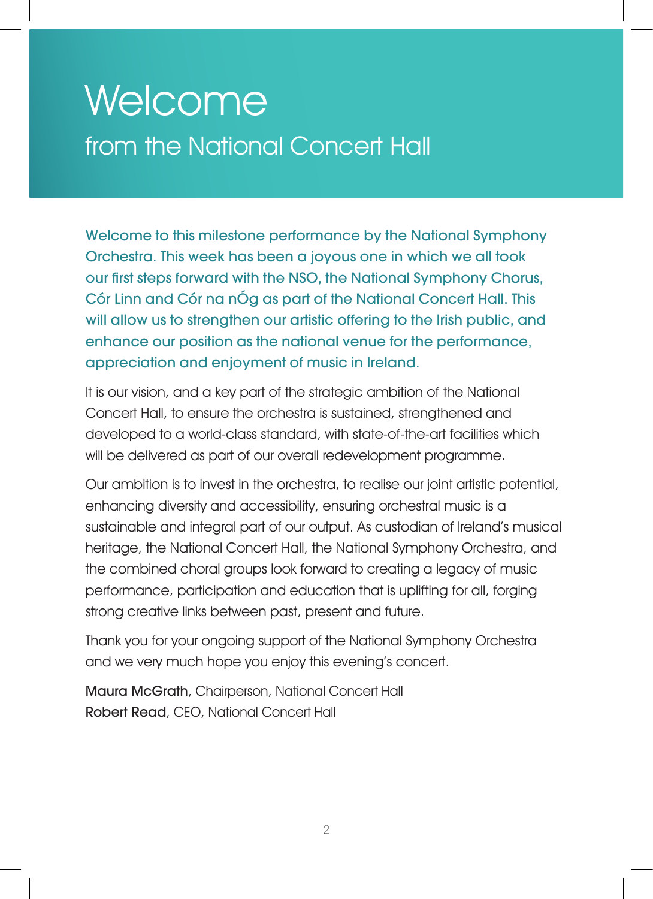# Welcome

## from the National Concert Hall

Welcome to this milestone performance by the National Symphony Orchestra. This week has been a joyous one in which we all took our first steps forward with the NSO, the National Symphony Chorus, Cór Linn and Cór na nÓg as part of the National Concert Hall. This will allow us to strengthen our artistic offering to the Irish public, and enhance our position as the national venue for the performance, appreciation and enjoyment of music in Ireland.

It is our vision, and a key part of the strategic ambition of the National Concert Hall, to ensure the orchestra is sustained, strengthened and developed to a world-class standard, with state-of-the-art facilities which will be delivered as part of our overall redevelopment programme.

Our ambition is to invest in the orchestra, to realise our joint artistic potential, enhancing diversity and accessibility, ensuring orchestral music is a sustainable and integral part of our output. As custodian of Ireland's musical heritage, the National Concert Hall, the National Symphony Orchestra, and the combined choral groups look forward to creating a legacy of music performance, participation and education that is uplifting for all, forging strong creative links between past, present and future.

Thank you for your ongoing support of the National Symphony Orchestra and we very much hope you enjoy this evening's concert.

**Maura McGrath**, Chairperson, National Concert Hall
**Robert Read**, CEO, National Concert Hall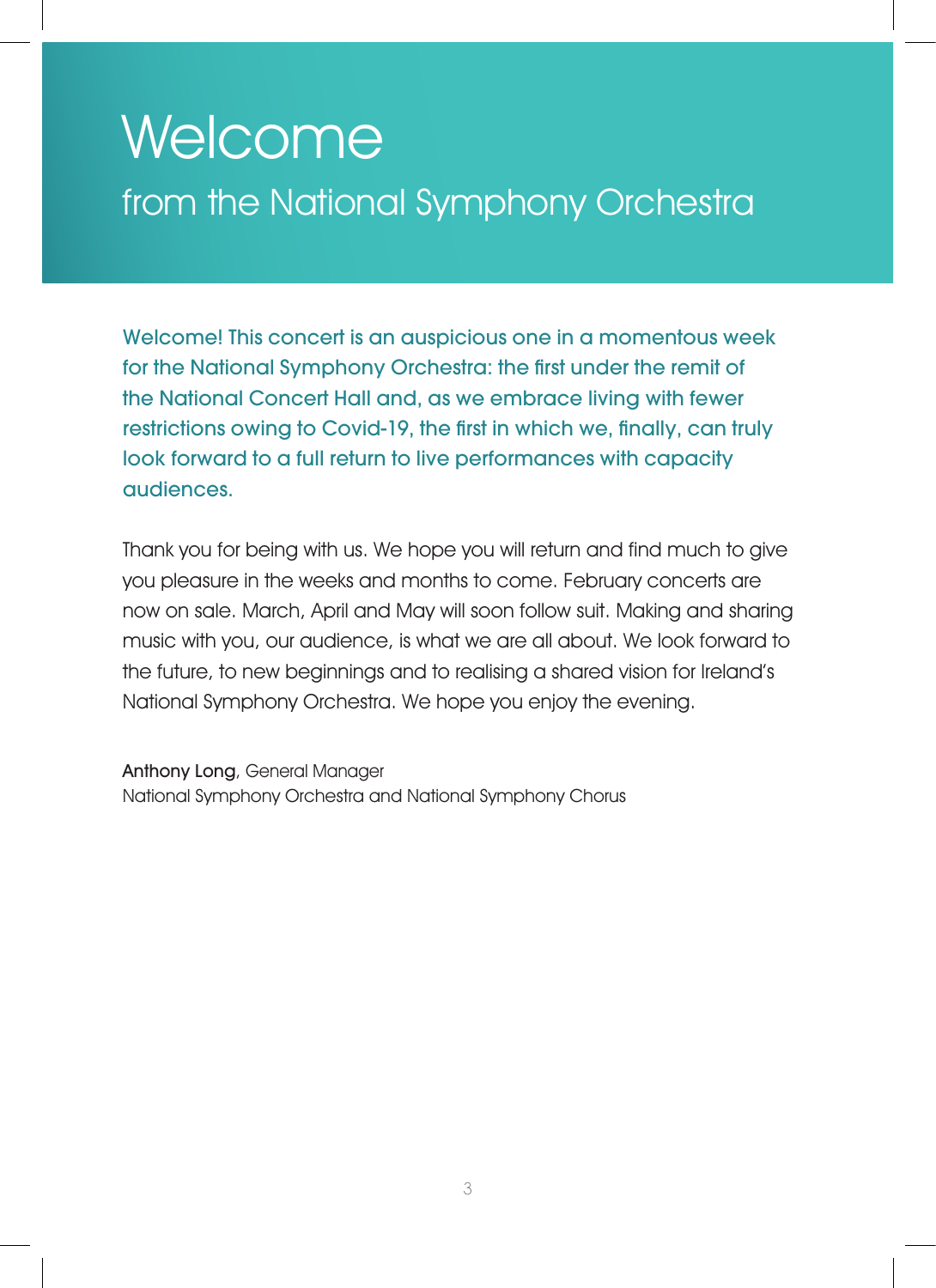# Welcome

## from the National Symphony Orchestra

Welcome! This concert is an auspicious one in a momentous week for the National Symphony Orchestra: the first under the remit of the National Concert Hall and, as we embrace living with fewer restrictions owing to Covid-19, the first in which we, finally, can truly look forward to a full return to live performances with capacity audiences.

Thank you for being with us. We hope you will return and find much to give you pleasure in the weeks and months to come. February concerts are now on sale. March, April and May will soon follow suit. Making and sharing music with you, our audience, is what we are all about. We look forward to the future, to new beginnings and to realising a shared vision for Ireland's National Symphony Orchestra. We hope you enjoy the evening.

**Anthony Long**, General Manager
National Symphony Orchestra and National Symphony Chorus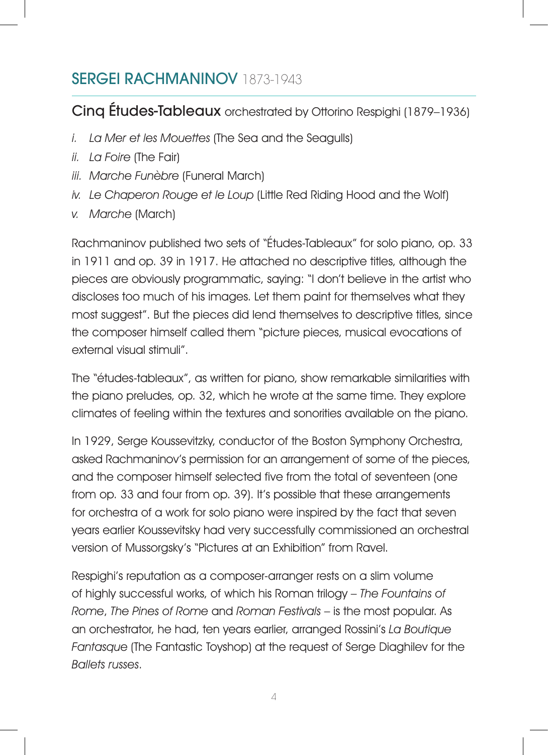## SERGEI RACHMANINOV 1873-1943

### Cinq Études-Tableaux orchestrated by Ottorino Respighi (1879–1936)

*i.* *La Mer et les Mouettes* (The Sea and the Seagulls)
*ii.* *La Foire* (The Fair)
*iii.* *Marche Funèbre* (Funeral March)
*iv.* *Le Chaperon Rouge et le Loup* (Little Red Riding Hood and the Wolf)
*v.* *Marche* (March)

Rachmaninov published two sets of "Études-Tableaux" for solo piano, op. 33 in 1911 and op. 39 in 1917. He attached no descriptive titles, although the pieces are obviously programmatic, saying: "I don't believe in the artist who discloses too much of his images. Let them paint for themselves what they most suggest". But the pieces did lend themselves to descriptive titles, since the composer himself called them "picture pieces, musical evocations of external visual stimuli".

The "études-tableaux", as written for piano, show remarkable similarities with the piano preludes, op. 32, which he wrote at the same time. They explore climates of feeling within the textures and sonorities available on the piano.

In 1929, Serge Koussevitzky, conductor of the Boston Symphony Orchestra, asked Rachmaninov's permission for an arrangement of some of the pieces, and the composer himself selected five from the total of seventeen (one from op. 33 and four from op. 39). It's possible that these arrangements for orchestra of a work for solo piano were inspired by the fact that seven years earlier Koussevitsky had very successfully commissioned an orchestral version of Mussorgsky's "Pictures at an Exhibition" from Ravel.

Respighi's reputation as a composer-arranger rests on a slim volume of highly successful works, of which his Roman trilogy – *The Fountains of Rome*, *The Pines of Rome* and *Roman Festivals* – is the most popular. As an orchestrator, he had, ten years earlier, arranged Rossini's *La Boutique Fantasque* (The Fantastic Toyshop) at the request of Serge Diaghilev for the *Ballets russes*.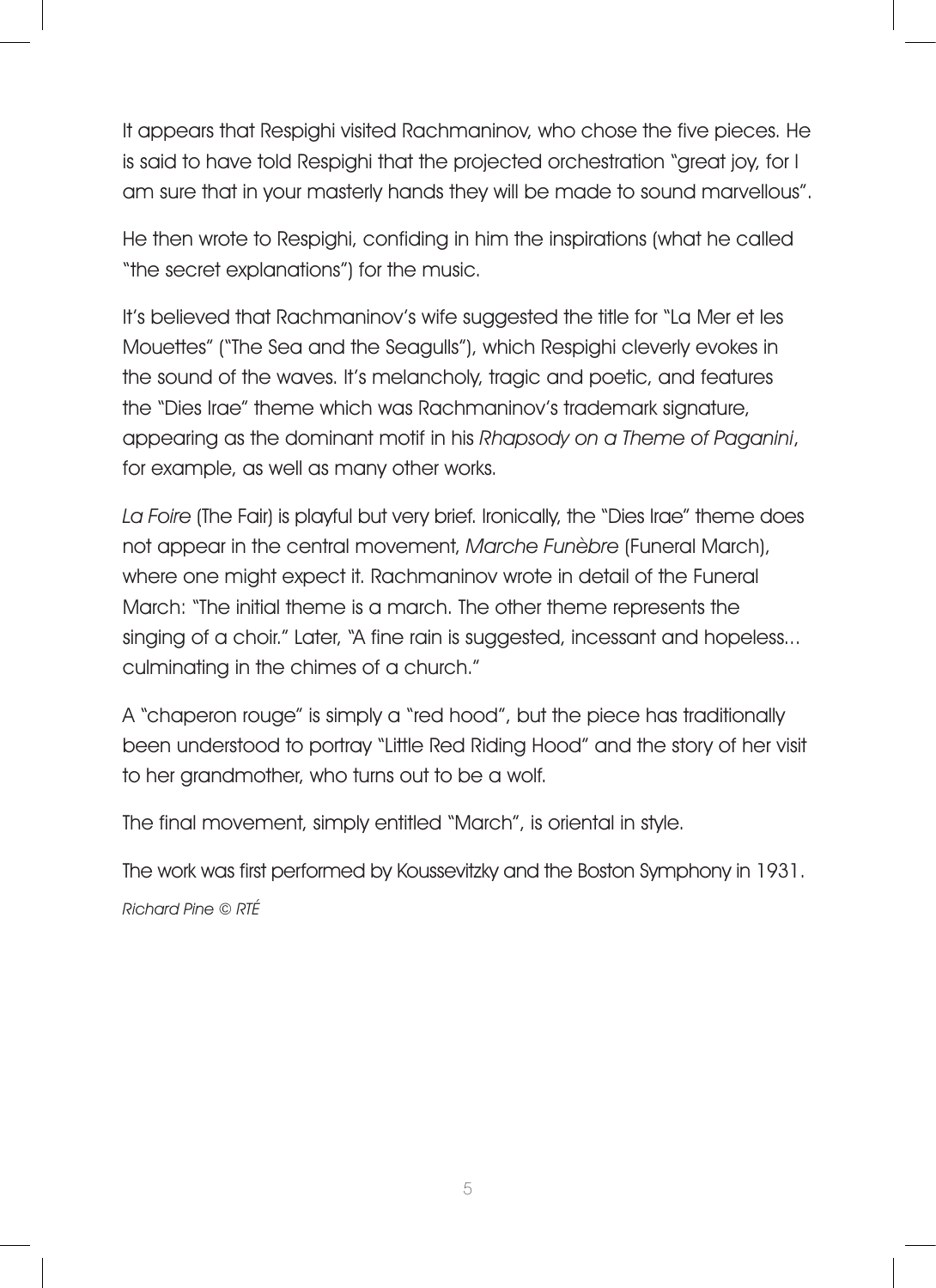It appears that Respighi visited Rachmaninov, who chose the five pieces. He is said to have told Respighi that the projected orchestration "great joy, for I am sure that in your masterly hands they will be made to sound marvellous".

He then wrote to Respighi, confiding in him the inspirations (what he called "the secret explanations") for the music.

It's believed that Rachmaninov's wife suggested the title for "La Mer et les Mouettes" ("The Sea and the Seagulls"), which Respighi cleverly evokes in the sound of the waves. It's melancholy, tragic and poetic, and features the "Dies Irae" theme which was Rachmaninov's trademark signature, appearing as the dominant motif in his *Rhapsody on a Theme of Paganini*, for example, as well as many other works.

*La Foire* (The Fair) is playful but very brief. Ironically, the "Dies Irae" theme does not appear in the central movement, *Marche Funèbre* (Funeral March), where one might expect it. Rachmaninov wrote in detail of the Funeral March: "The initial theme is a march. The other theme represents the singing of a choir." Later, "A fine rain is suggested, incessant and hopeless... culminating in the chimes of a church."

A "chaperon rouge" is simply a "red hood", but the piece has traditionally been understood to portray "Little Red Riding Hood" and the story of her visit to her grandmother, who turns out to be a wolf.

The final movement, simply entitled "March", is oriental in style.

The work was first performed by Koussevitzky and the Boston Symphony in 1931.

*Richard Pine © RTÉ*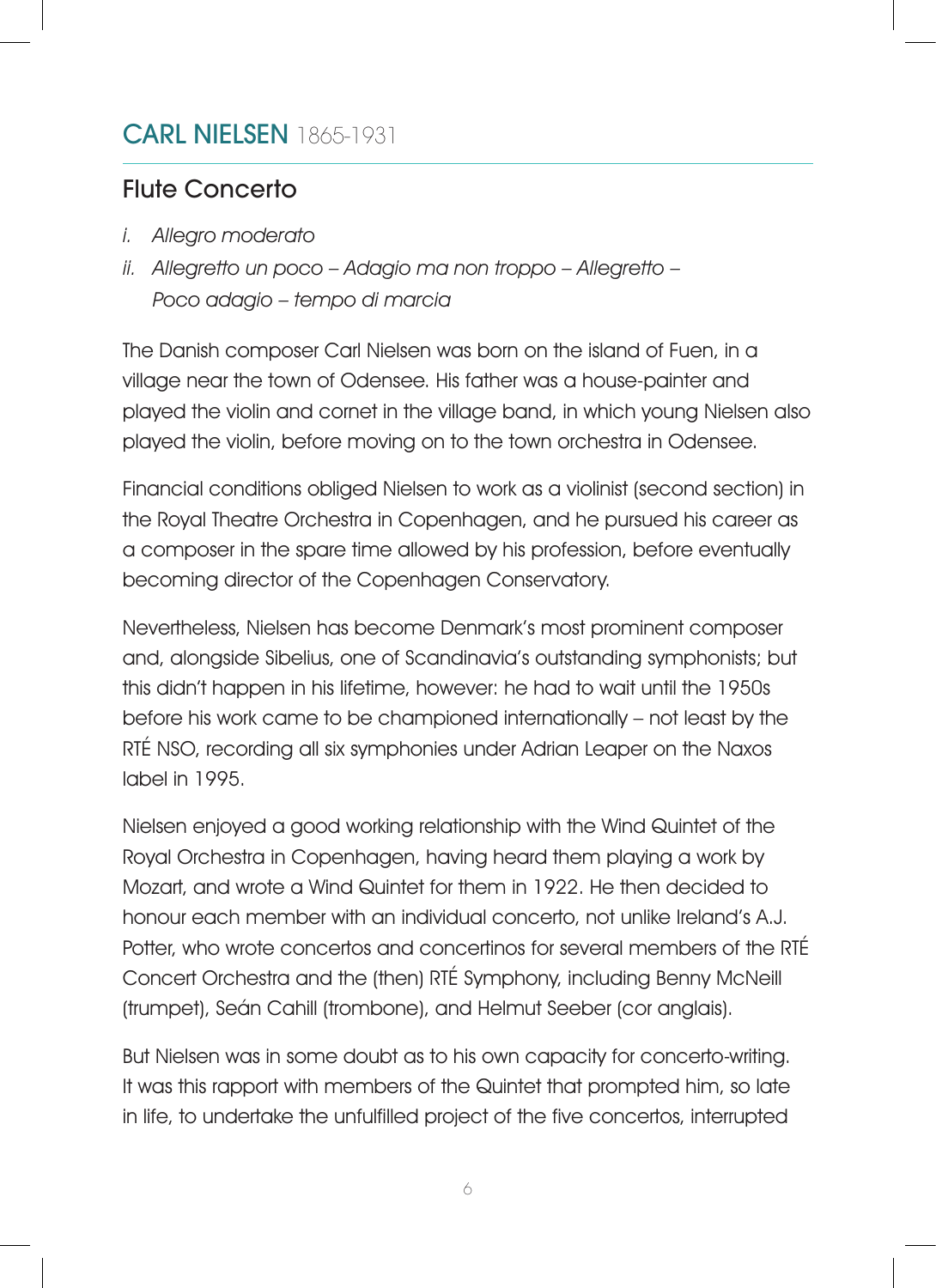## CARL NIELSEN 1865-1931

### Flute Concerto

*i. Allegro moderato*
*ii. Allegretto un poco – Adagio ma non troppo – Allegretto – Poco adagio – tempo di marcia*

The Danish composer Carl Nielsen was born on the island of Fuen, in a village near the town of Odensee. His father was a house-painter and played the violin and cornet in the village band, in which young Nielsen also played the violin, before moving on to the town orchestra in Odensee.

Financial conditions obliged Nielsen to work as a violinist (second section) in the Royal Theatre Orchestra in Copenhagen, and he pursued his career as a composer in the spare time allowed by his profession, before eventually becoming director of the Copenhagen Conservatory.

Nevertheless, Nielsen has become Denmark's most prominent composer and, alongside Sibelius, one of Scandinavia's outstanding symphonists; but this didn't happen in his lifetime, however: he had to wait until the 1950s before his work came to be championed internationally – not least by the RTÉ NSO, recording all six symphonies under Adrian Leaper on the Naxos label in 1995.

Nielsen enjoyed a good working relationship with the Wind Quintet of the Royal Orchestra in Copenhagen, having heard them playing a work by Mozart, and wrote a Wind Quintet for them in 1922. He then decided to honour each member with an individual concerto, not unlike Ireland's A.J. Potter, who wrote concertos and concertinos for several members of the RTÉ Concert Orchestra and the (then) RTÉ Symphony, including Benny McNeill (trumpet), Seán Cahill (trombone), and Helmut Seeber (cor anglais).

But Nielsen was in some doubt as to his own capacity for concerto-writing. It was this rapport with members of the Quintet that prompted him, so late in life, to undertake the unfulfilled project of the five concertos, interrupted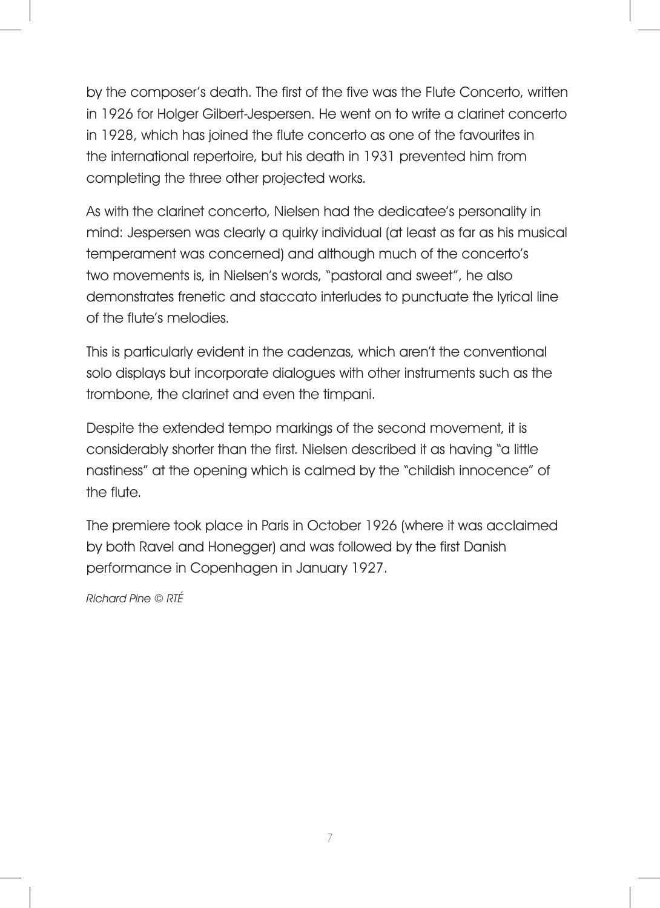by the composer's death. The first of the five was the Flute Concerto, written in 1926 for Holger Gilbert-Jespersen. He went on to write a clarinet concerto in 1928, which has joined the flute concerto as one of the favourites in the international repertoire, but his death in 1931 prevented him from completing the three other projected works.

As with the clarinet concerto, Nielsen had the dedicatee's personality in mind: Jespersen was clearly a quirky individual (at least as far as his musical temperament was concerned) and although much of the concerto's two movements is, in Nielsen's words, "pastoral and sweet", he also demonstrates frenetic and staccato interludes to punctuate the lyrical line of the flute's melodies.

This is particularly evident in the cadenzas, which aren't the conventional solo displays but incorporate dialogues with other instruments such as the trombone, the clarinet and even the timpani.

Despite the extended tempo markings of the second movement, it is considerably shorter than the first. Nielsen described it as having "a little nastiness" at the opening which is calmed by the "childish innocence" of the flute.

The premiere took place in Paris in October 1926 (where it was acclaimed by both Ravel and Honegger) and was followed by the first Danish performance in Copenhagen in January 1927.

*Richard Pine © RTÉ*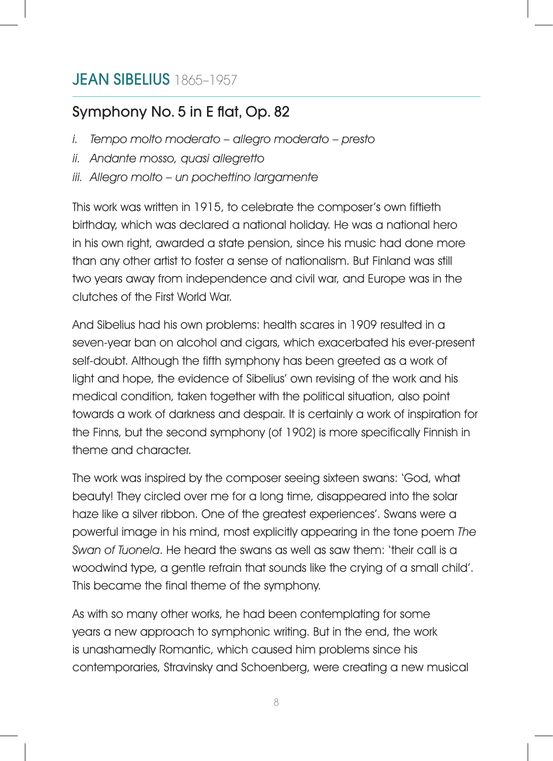## JEAN SIBELIUS 1865–1957

### Symphony No. 5 in E flat, Op. 82

- *i. Tempo molto moderato – allegro moderato – presto*
- *ii. Andante mosso, quasi allegretto*
- *iii. Allegro molto – un pochettino largamente*

This work was written in 1915, to celebrate the composer's own fiftieth birthday, which was declared a national holiday. He was a national hero in his own right, awarded a state pension, since his music had done more than any other artist to foster a sense of nationalism. But Finland was still two years away from independence and civil war, and Europe was in the clutches of the First World War.

And Sibelius had his own problems: health scares in 1909 resulted in a seven-year ban on alcohol and cigars, which exacerbated his ever-present self-doubt. Although the fifth symphony has been greeted as a work of light and hope, the evidence of Sibelius' own revising of the work and his medical condition, taken together with the political situation, also point towards a work of darkness and despair. It is certainly a work of inspiration for the Finns, but the second symphony (of 1902) is more specifically Finnish in theme and character.

The work was inspired by the composer seeing sixteen swans: 'God, what beauty! They circled over me for a long time, disappeared into the solar haze like a silver ribbon. One of the greatest experiences'. Swans were a powerful image in his mind, most explicitly appearing in the tone poem *The Swan of Tuonela*. He heard the swans as well as saw them: 'their call is a woodwind type, a gentle refrain that sounds like the crying of a small child'. This became the final theme of the symphony.

As with so many other works, he had been contemplating for some years a new approach to symphonic writing. But in the end, the work is unashamedly Romantic, which caused him problems since his contemporaries, Stravinsky and Schoenberg, were creating a new musical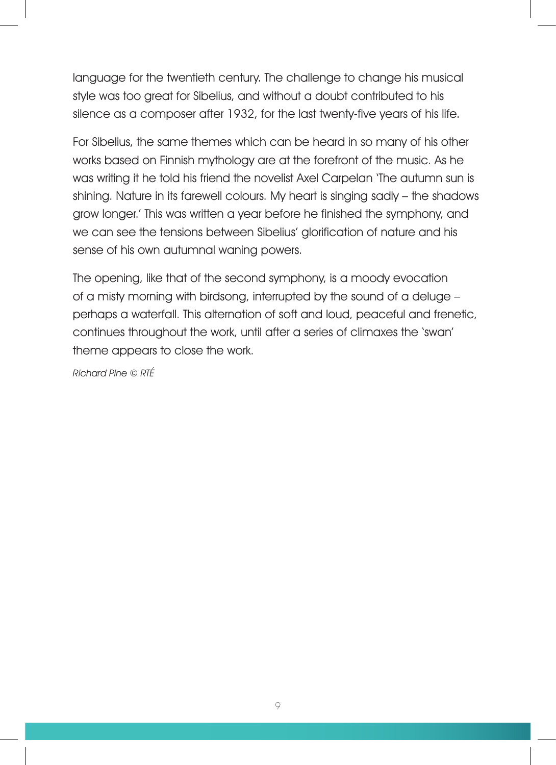language for the twentieth century. The challenge to change his musical style was too great for Sibelius, and without a doubt contributed to his silence as a composer after 1932, for the last twenty-five years of his life.

For Sibelius, the same themes which can be heard in so many of his other works based on Finnish mythology are at the forefront of the music. As he was writing it he told his friend the novelist Axel Carpelan 'The autumn sun is shining. Nature in its farewell colours. My heart is singing sadly – the shadows grow longer.' This was written a year before he finished the symphony, and we can see the tensions between Sibelius' glorification of nature and his sense of his own autumnal waning powers.

The opening, like that of the second symphony, is a moody evocation of a misty morning with birdsong, interrupted by the sound of a deluge – perhaps a waterfall. This alternation of soft and loud, peaceful and frenetic, continues throughout the work, until after a series of climaxes the 'swan' theme appears to close the work.

*Richard Pine © RTÉ*